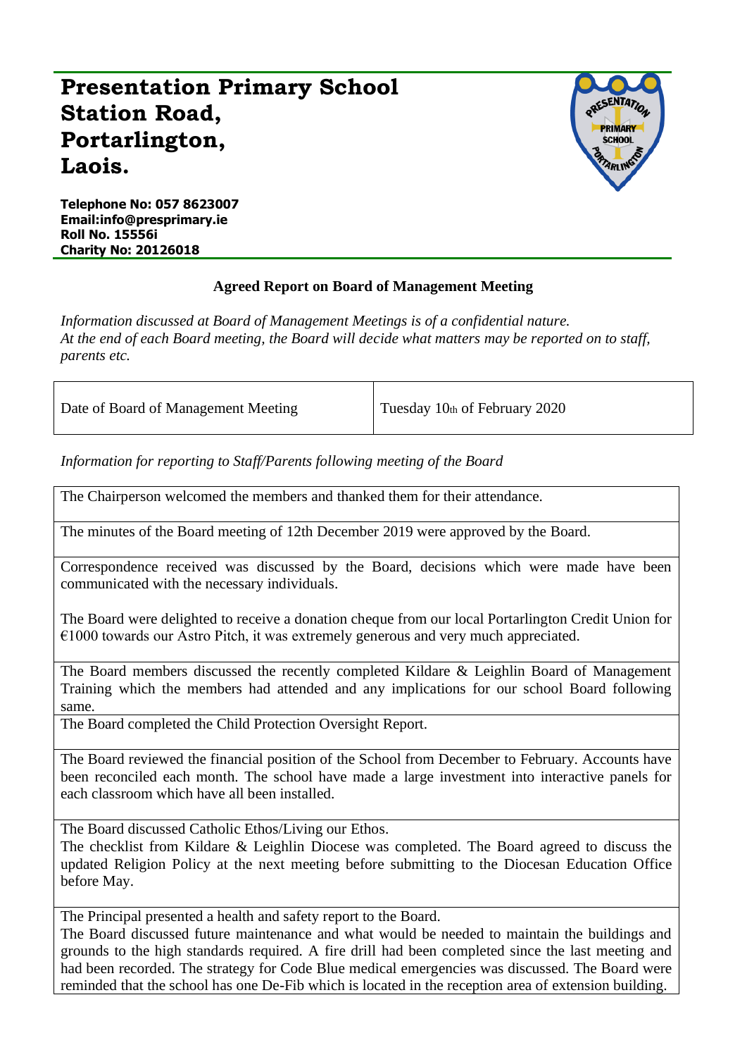# Presentation Primary School
# Station Road,
# Portarlington,
# Laois.

**Telephone No: 057 8623007**
**Email:info@presprimary.ie**
**Roll No. 15556i**
**Charity No: 20126018**

## Agreed Report on Board of Management Meeting

*Information discussed at Board of Management Meetings is of a confidential nature.*
*At the end of each Board meeting, the Board will decide what matters may be reported on to staff, parents etc.*

| Date of Board of Management Meeting | Tuesday 10th of February 2020 |
|---|---|

*Information for reporting to Staff/Parents following meeting of the Board*

The Chairperson welcomed the members and thanked them for their attendance.

The minutes of the Board meeting of 12th December 2019 were approved by the Board.

Correspondence received was discussed by the Board, decisions which were made have been communicated with the necessary individuals.

The Board were delighted to receive a donation cheque from our local Portarlington Credit Union for €1000 towards our Astro Pitch, it was extremely generous and very much appreciated.

The Board members discussed the recently completed Kildare & Leighlin Board of Management Training which the members had attended and any implications for our school Board following same.

The Board completed the Child Protection Oversight Report.

The Board reviewed the financial position of the School from December to February. Accounts have been reconciled each month. The school have made a large investment into interactive panels for each classroom which have all been installed.

The Board discussed Catholic Ethos/Living our Ethos.
The checklist from Kildare & Leighlin Diocese was completed. The Board agreed to discuss the updated Religion Policy at the next meeting before submitting to the Diocesan Education Office before May.

The Principal presented a health and safety report to the Board.
The Board discussed future maintenance and what would be needed to maintain the buildings and grounds to the high standards required. A fire drill had been completed since the last meeting and had been recorded. The strategy for Code Blue medical emergencies was discussed. The Board were reminded that the school has one De-Fib which is located in the reception area of extension building.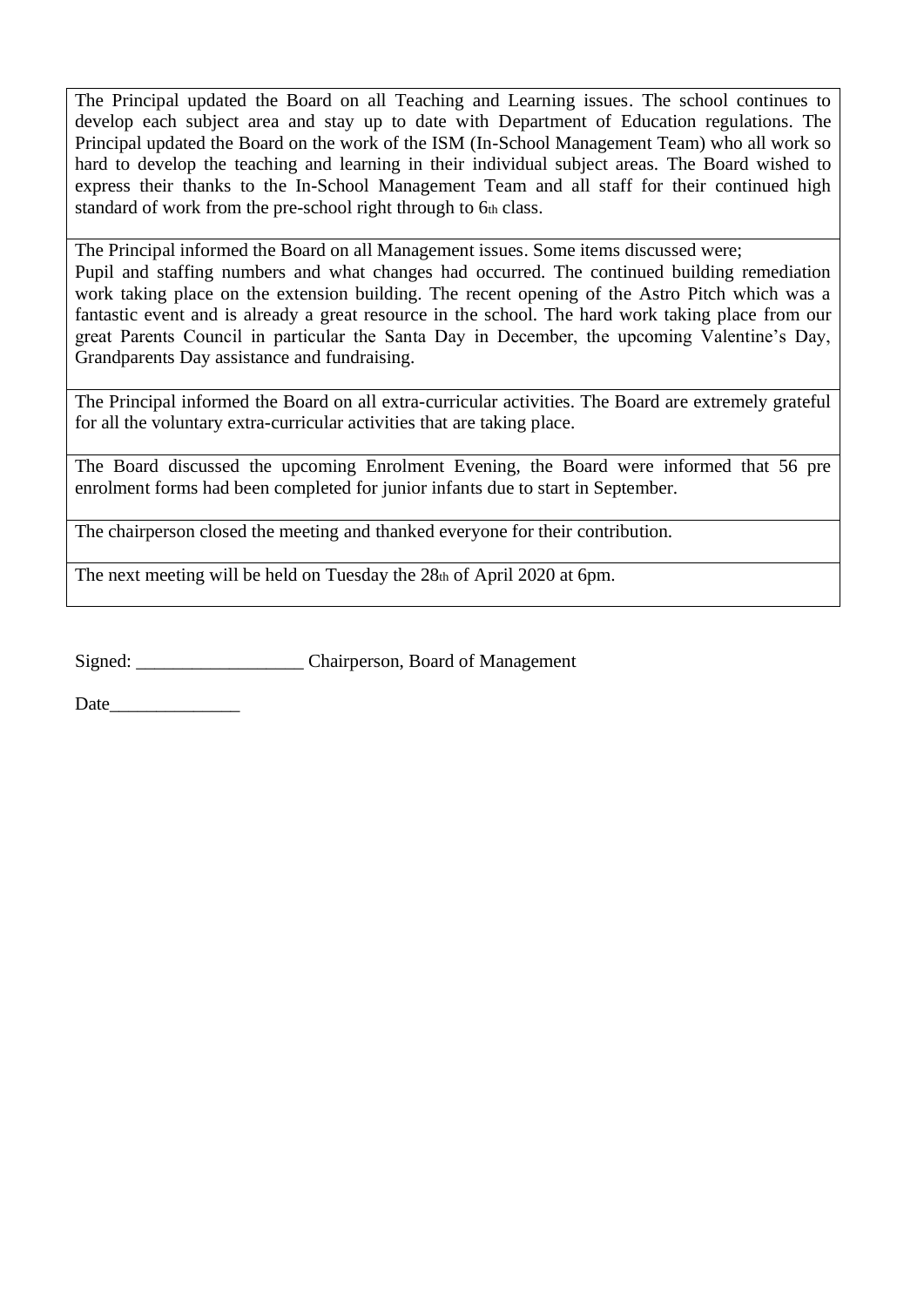| |
|---|
| The Principal updated the Board on all Teaching and Learning issues. The school continues to develop each subject area and stay up to date with Department of Education regulations. The Principal updated the Board on the work of the ISM (In-School Management Team) who all work so hard to develop the teaching and learning in their individual subject areas. The Board wished to express their thanks to the In-School Management Team and all staff for their continued high standard of work from the pre-school right through to 6th class. |
| The Principal informed the Board on all Management issues. Some items discussed were; Pupil and staffing numbers and what changes had occurred. The continued building remediation work taking place on the extension building. The recent opening of the Astro Pitch which was a fantastic event and is already a great resource in the school. The hard work taking place from our great Parents Council in particular the Santa Day in December, the upcoming Valentine's Day, Grandparents Day assistance and fundraising. |
| The Principal informed the Board on all extra-curricular activities. The Board are extremely grateful for all the voluntary extra-curricular activities that are taking place. |
| The Board discussed the upcoming Enrolment Evening, the Board were informed that 56 pre enrolment forms had been completed for junior infants due to start in September. |
| The chairperson closed the meeting and thanked everyone for their contribution. |
| The next meeting will be held on Tuesday the 28th of April 2020 at 6pm. |

Signed: __________________ Chairperson, Board of Management

Date______________